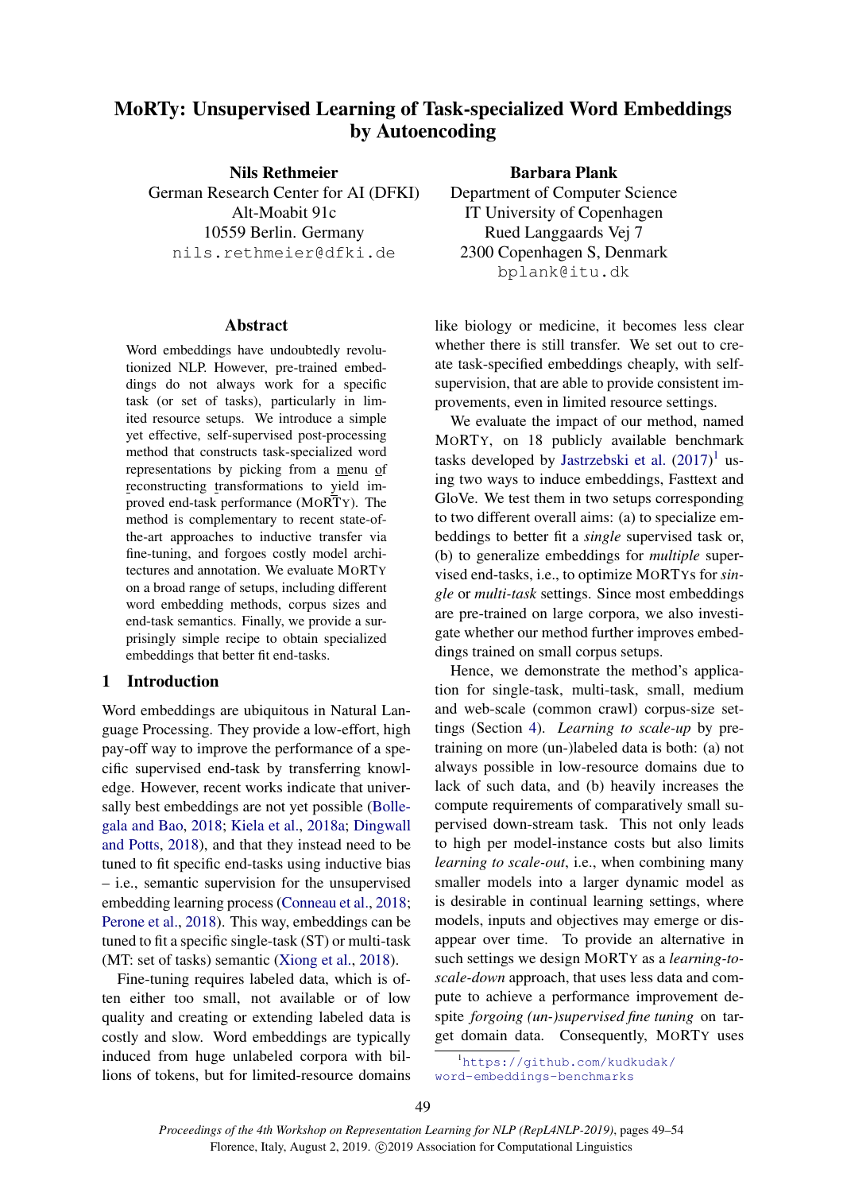# MoRTy: Unsupervised Learning of Task-specialized Word Embeddings by Autoencoding

**Nils Rethmeier**
German Research Center for AI (DFKI)
Alt-Moabit 91c
10559 Berlin. Germany
nils.rethmeier@dfki.de

**Barbara Plank**
Department of Computer Science
IT University of Copenhagen
Rued Langgaards Vej 7
2300 Copenhagen S, Denmark
bplank@itu.dk

## Abstract

Word embeddings have undoubtedly revolutionized NLP. However, pre-trained embeddings do not always work for a specific task (or set of tasks), particularly in limited resource setups. We introduce a simple yet effective, self-supervised post-processing method that constructs task-specialized word representations by picking from a menu of reconstructing transformations to yield improved end-task performance (MORTY). The method is complementary to recent state-of-the-art approaches to inductive transfer via fine-tuning, and forgoes costly model architectures and annotation. We evaluate MORTY on a broad range of setups, including different word embedding methods, corpus sizes and end-task semantics. Finally, we provide a surprisingly simple recipe to obtain specialized embeddings that better fit end-tasks.

## 1 Introduction

Word embeddings are ubiquitous in Natural Language Processing. They provide a low-effort, high pay-off way to improve the performance of a specific supervised end-task by transferring knowledge. However, recent works indicate that universally best embeddings are not yet possible (Bollegala and Bao, 2018; Kiela et al., 2018a; Dingwall and Potts, 2018), and that they instead need to be tuned to fit specific end-tasks using inductive bias – i.e., semantic supervision for the unsupervised embedding learning process (Conneau et al., 2018; Perone et al., 2018). This way, embeddings can be tuned to fit a specific single-task (ST) or multi-task (MT: set of tasks) semantic (Xiong et al., 2018).

Fine-tuning requires labeled data, which is often either too small, not available or of low quality and creating or extending labeled data is costly and slow. Word embeddings are typically induced from huge unlabeled corpora with billions of tokens, but for limited-resource domains like biology or medicine, it becomes less clear whether there is still transfer. We set out to create task-specified embeddings cheaply, with self-supervision, that are able to provide consistent improvements, even in limited resource settings.

We evaluate the impact of our method, named MORTY, on 18 publicly available benchmark tasks developed by Jastrzebski et al. (2017)[1] using two ways to induce embeddings, Fasttext and GloVe. We test them in two setups corresponding to two different overall aims: (a) to specialize embeddings to better fit a *single* supervised task or, (b) to generalize embeddings for *multiple* supervised end-tasks, i.e., to optimize MORTYs for *single* or *multi-task* settings. Since most embeddings are pre-trained on large corpora, we also investigate whether our method further improves embeddings trained on small corpus setups.

Hence, we demonstrate the method's application for single-task, multi-task, small, medium and web-scale (common crawl) corpus-size settings (Section 4). *Learning to scale-up* by pretraining on more (un-)labeled data is both: (a) not always possible in low-resource domains due to lack of such data, and (b) heavily increases the compute requirements of comparatively small supervised down-stream task. This not only leads to high per model-instance costs but also limits *learning to scale-out*, i.e., when combining many smaller models into a larger dynamic model as is desirable in continual learning settings, where models, inputs and objectives may emerge or disappear over time. To provide an alternative in such settings we design MORTY as a *learning-to-scale-down* approach, that uses less data and compute to achieve a performance improvement despite *forgoing (un-)supervised fine tuning* on target domain data. Consequently, MORTY uses

[1] https://github.com/kudkudak/word-embeddings-benchmarks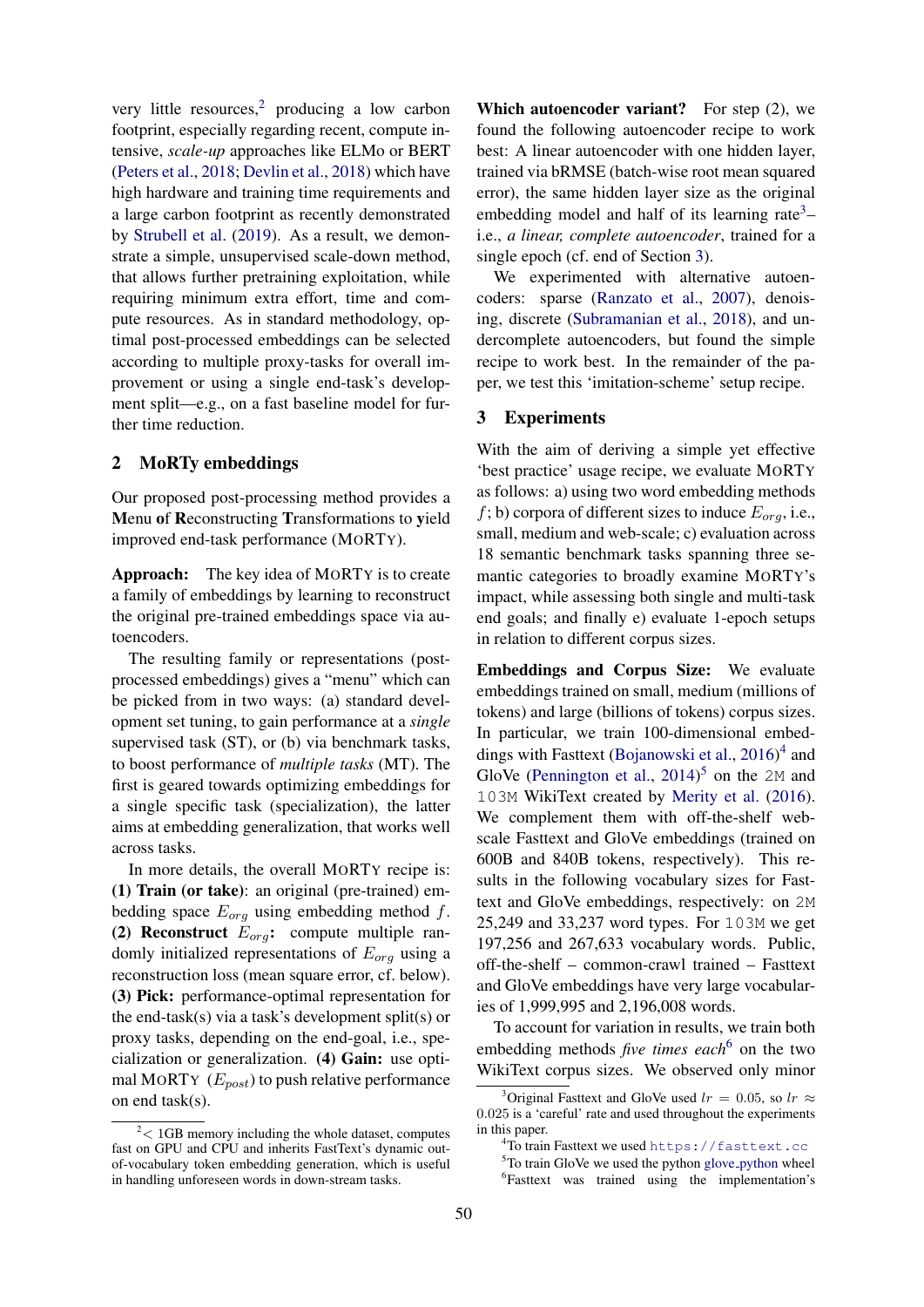very little resources,[2] producing a low carbon footprint, especially regarding recent, compute intensive, *scale-up* approaches like ELMo or BERT (Peters et al., 2018; Devlin et al., 2018) which have high hardware and training time requirements and a large carbon footprint as recently demonstrated by Strubell et al. (2019). As a result, we demonstrate a simple, unsupervised scale-down method, that allows further pretraining exploitation, while requiring minimum extra effort, time and compute resources. As in standard methodology, optimal post-processed embeddings can be selected according to multiple proxy-tasks for overall improvement or using a single end-task's development split—e.g., on a fast baseline model for further time reduction.

## 2 MoRTy embeddings

Our proposed post-processing method provides a **M**enu **o**f **R**econstructing **T**ransformations to **y**ield improved end-task performance (MoRTy).

**Approach:** The key idea of MoRTy is to create a family of embeddings by learning to reconstruct the original pre-trained embeddings space via autoencoders.

The resulting family or representations (post-processed embeddings) gives a "menu" which can be picked from in two ways: (a) standard development set tuning, to gain performance at a *single* supervised task (ST), or (b) via benchmark tasks, to boost performance of *multiple tasks* (MT). The first is geared towards optimizing embeddings for a single specific task (specialization), the latter aims at embedding generalization, that works well across tasks.

In more details, the overall MoRTy recipe is: **(1) Train (or take)**: an original (pre-trained) embedding space $E_{org}$ using embedding method $f$. **(2) Reconstruct $E_{org}$:** compute multiple randomly initialized representations of $E_{org}$ using a reconstruction loss (mean square error, cf. below). **(3) Pick:** performance-optimal representation for the end-task(s) via a task's development split(s) or proxy tasks, depending on the end-goal, i.e., specialization or generalization. **(4) Gain:** use optimal MoRTy ($E_{post}$) to push relative performance on end task(s).

**Which autoencoder variant?** For step (2), we found the following autoencoder recipe to work best: A linear autoencoder with one hidden layer, trained via bRMSE (batch-wise root mean squared error), the same hidden layer size as the original embedding model and half of its learning rate[3]– i.e., *a linear, complete autoencoder*, trained for a single epoch (cf. end of Section 3).

We experimented with alternative autoencoders: sparse (Ranzato et al., 2007), denoising, discrete (Subramanian et al., 2018), and undercomplete autoencoders, but found the simple recipe to work best. In the remainder of the paper, we test this 'imitation-scheme' setup recipe.

## 3 Experiments

With the aim of deriving a simple yet effective 'best practice' usage recipe, we evaluate MoRTy as follows: a) using two word embedding methods $f$; b) corpora of different sizes to induce $E_{org}$, i.e., small, medium and web-scale; c) evaluation across 18 semantic benchmark tasks spanning three semantic categories to broadly examine MoRTy's impact, while assessing both single and multi-task end goals; and finally e) evaluate 1-epoch setups in relation to different corpus sizes.

**Embeddings and Corpus Size:** We evaluate embeddings trained on small, medium (millions of tokens) and large (billions of tokens) corpus sizes. In particular, we train 100-dimensional embeddings with Fasttext (Bojanowski et al., 2016)[4] and GloVe (Pennington et al., 2014)[5] on the `2M` and `103M` WikiText created by Merity et al. (2016). We complement them with off-the-shelf web-scale Fasttext and GloVe embeddings (trained on 600B and 840B tokens, respectively). This results in the following vocabulary sizes for Fasttext and GloVe embeddings, respectively: on `2M` 25,249 and 33,237 word types. For `103M` we get 197,256 and 267,633 vocabulary words. Public, off-the-shelf – common-crawl trained – Fasttext and GloVe embeddings have very large vocabularies of 1,999,995 and 2,196,008 words.

To account for variation in results, we train both embedding methods *five times each*[6] on the two WikiText corpus sizes. We observed only minor

---

[2] < 1GB memory including the whole dataset, computes fast on GPU and CPU and inherits FastText's dynamic out-of-vocabulary token embedding generation, which is useful in handling unforeseen words in down-stream tasks.

[3] Original Fasttext and GloVe used $lr = 0.05$, so $lr \approx 0.025$ is a 'careful' rate and used throughout the experiments in this paper.

[4] To train Fasttext we used `https://fasttext.cc`

[5] To train GloVe we used the python glove_python wheel

[6] Fasttext was trained using the implementation's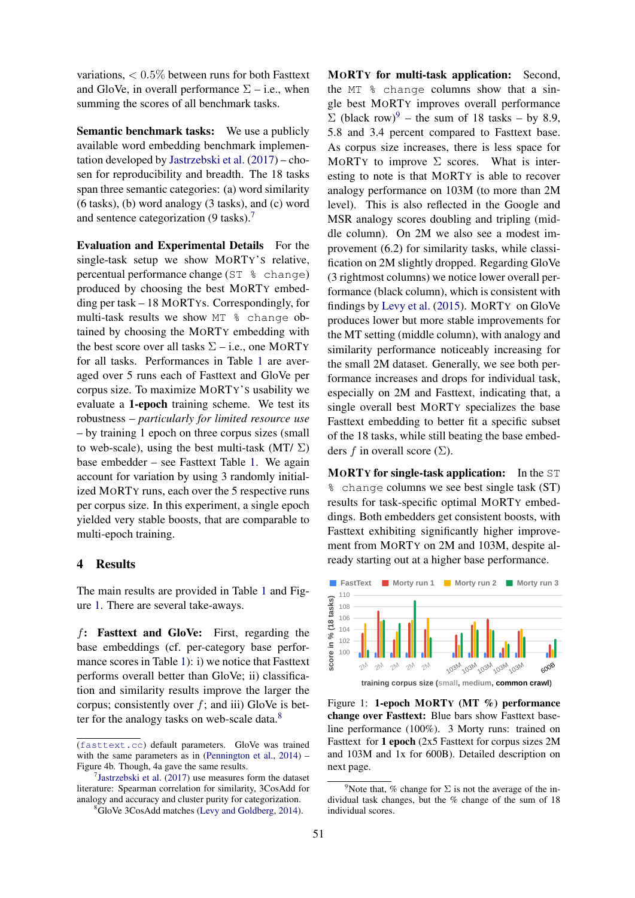variations, $< 0.5\%$ between runs for both Fasttext and GloVe, in overall performance $\Sigma$ – i.e., when summing the scores of all benchmark tasks.

**Semantic benchmark tasks:** We use a publicly available word embedding benchmark implementation developed by Jastrzebski et al. (2017) – chosen for reproducibility and breadth. The 18 tasks span three semantic categories: (a) word similarity (6 tasks), (b) word analogy (3 tasks), and (c) word and sentence categorization (9 tasks).[7]

**Evaluation and Experimental Details** For the single-task setup we show MORTY'S relative, percentual performance change (`ST % change`) produced by choosing the best MORTY embedding per task – 18 MORTYs. Correspondingly, for multi-task results we show `MT % change` obtained by choosing the MORTY embedding with the best score over all tasks $\Sigma$ – i.e., one MORTY for all tasks. Performances in Table 1 are averaged over 5 runs each of Fasttext and GloVe per corpus size. To maximize MORTY'S usability we evaluate a **1-epoch** training scheme. We test its robustness – *particularly for limited resource use* – by training 1 epoch on three corpus sizes (small to web-scale), using the best multi-task (MT/ $\Sigma$) base embedder – see Fasttext Table 1. We again account for variation by using 3 randomly initialized MORTY runs, each over the 5 respective runs per corpus size. In this experiment, a single epoch yielded very stable boosts, that are comparable to multi-epoch training.

## 4 Results

The main results are provided in Table 1 and Figure 1. There are several take-aways.

**$f$: Fasttext and GloVe:** First, regarding the base embeddings (cf. per-category base performance scores in Table 1): i) we notice that Fasttext performs overall better than GloVe; ii) classification and similarity results improve the larger the corpus; consistently over $f$; and iii) GloVe is better for the analogy tasks on web-scale data.[8]

**MORTY for multi-task application:** Second, the `MT % change` columns show that a single best MORTY improves overall performance $\Sigma$ (black row)[9] – the sum of 18 tasks – by 8.9, 5.8 and 3.4 percent compared to Fasttext base. As corpus size increases, there is less space for MORTY to improve $\Sigma$ scores. What is interesting to note is that MORTY is able to recover analogy performance on 103M (to more than 2M level). This is also reflected in the Google and MSR analogy scores doubling and tripling (middle column). On 2M we also see a modest improvement (6.2) for similarity tasks, while classification on 2M slightly dropped. Regarding GloVe (3 rightmost columns) we notice lower overall performance (black column), which is consistent with findings by Levy et al. (2015). MORTY on GloVe produces lower but more stable improvements for the MT setting (middle column), with analogy and similarity performance noticeably increasing for the small 2M dataset. Generally, we see both performance increases and drops for individual task, especially on 2M and Fasttext, indicating that, a single overall best MORTY specializes the base Fasttext embedding to better fit a specific subset of the 18 tasks, while still beating the base embedders $f$ in overall score ($\Sigma$).

**MORTY for single-task application:** In the `ST % change` columns we see best single task (ST) results for task-specific optimal MORTY embeddings. Both embedders get consistent boosts, with Fasttext exhibiting significantly higher improvement from MORTY on 2M and 103M, despite already starting out at a higher base performance.

Figure 1: **1-epoch MORTY (MT %) performance change over Fasttext:** Blue bars show Fasttext baseline performance (100%). 3 Morty runs: trained on Fasttext for **1 epoch** (2x5 Fasttext for corpus sizes 2M and 103M and 1x for 600B). Detailed description on next page.

---

(`fasttext.cc`) default parameters. GloVe was trained with the same parameters as in (Pennington et al., 2014) – Figure 4b. Though, 4a gave the same results.

[7] Jastrzebski et al. (2017) use measures form the dataset literature: Spearman correlation for similarity, 3CosAdd for analogy and accuracy and cluster purity for categorization.

[8] GloVe 3CosAdd matches (Levy and Goldberg, 2014).

[9] Note that, % change for $\Sigma$ is not the average of the individual task changes, but the % change of the sum of 18 individual scores.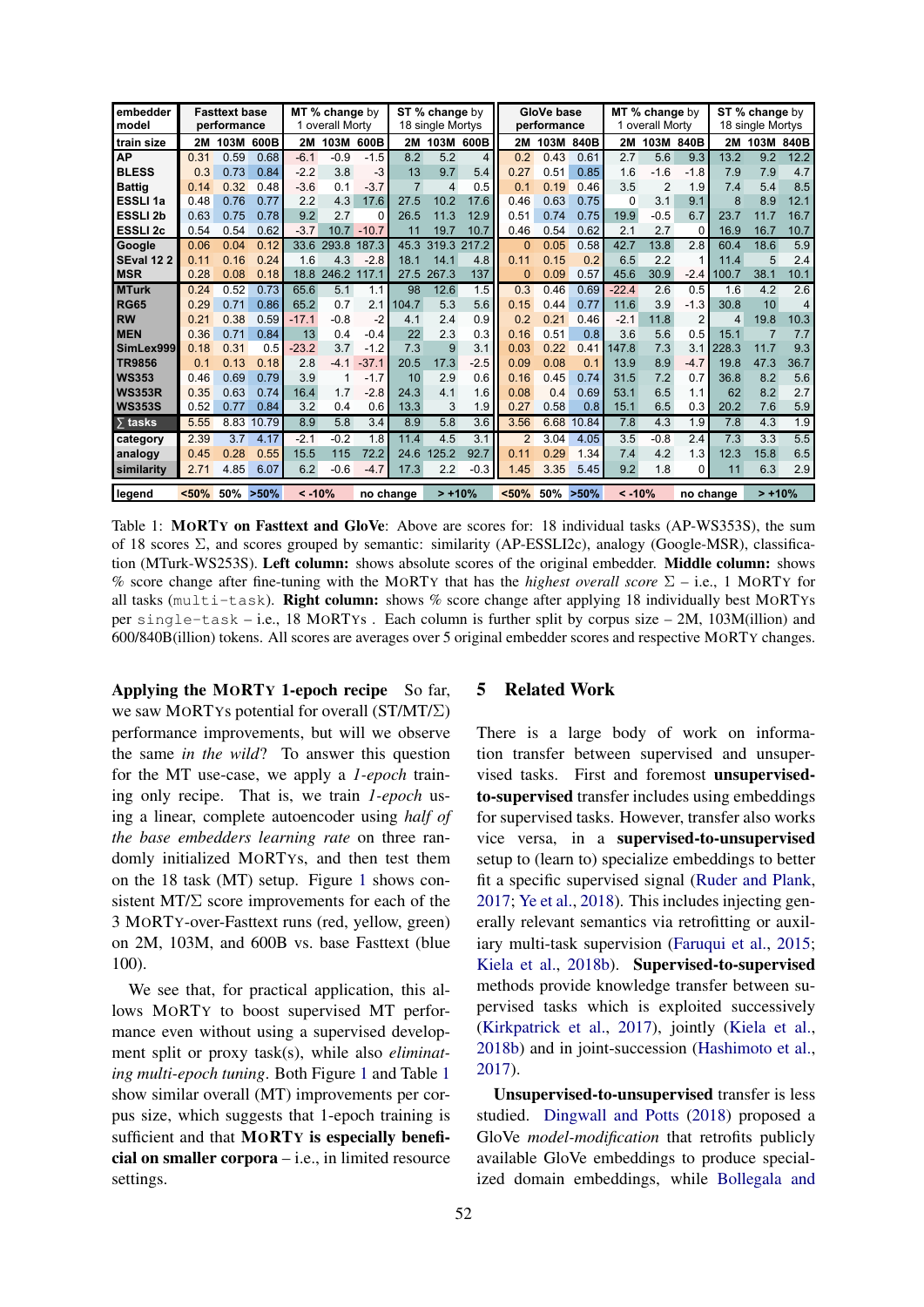| embedder model | Fasttext base performance | | | MT % change by 1 overall Morty | | | ST % change by 18 single Mortys | | | GloVe base performance | | | MT % change by 1 overall Morty | | | ST % change by 18 single Mortys | | |
|---|---|---|---|---|---|---|---|---|---|---|---|---|---|---|---|---|---|---|
| train size | 2M | 103M | 600B | 2M | 103M | 600B | 2M | 103M | 600B | 2M | 103M | 840B | 2M | 103M | 840B | 2M | 103M | 840B |
| AP | 0.31 | 0.59 | 0.68 | -6.1 | -0.9 | -1.5 | 8.2 | 5.2 | 4 | 0.2 | 0.43 | 0.61 | 2.7 | 5.6 | 9.3 | 13.2 | 9.2 | 12.2 |
| BLESS | 0.3 | 0.73 | 0.84 | -2.2 | 3.8 | -3 | 13 | 9.7 | 5.4 | 0.27 | 0.51 | 0.85 | 1.6 | -1.6 | -1.8 | 7.9 | 7.9 | 4.7 |
| Battig | 0.14 | 0.32 | 0.48 | -3.6 | 0.1 | -3.7 | 7 | 4 | 0.5 | 0.1 | 0.19 | 0.46 | 3.5 | 2 | 1.9 | 7.4 | 5.4 | 8.5 |
| ESSLI 1a | 0.48 | 0.76 | 0.77 | 2.2 | 4.3 | 17.6 | 27.5 | 10.2 | 17.6 | 0.46 | 0.63 | 0.75 | 0 | 3.1 | 9.1 | 8 | 8.9 | 12.1 |
| ESSLI 2b | 0.63 | 0.75 | 0.78 | 9.2 | 2.7 | 0 | 26.5 | 11.3 | 12.9 | 0.51 | 0.74 | 0.75 | 19.9 | -0.5 | 6.7 | 23.7 | 11.7 | 16.7 |
| ESSLI 2c | 0.54 | 0.54 | 0.62 | -3.7 | 10.7 | -10.7 | 11 | 19.7 | 10.7 | 0.46 | 0.54 | 0.62 | 2.1 | 2.7 | 0 | 16.9 | 16.7 | 10.7 |
| Google | 0.06 | 0.04 | 0.12 | 33.6 | 293.8 | 187.3 | 45.3 | 319.3 | 217.2 | 0 | 0.05 | 0.58 | 42.7 | 13.8 | 2.8 | 60.4 | 18.6 | 5.9 |
| SEval 12 2 | 0.11 | 0.16 | 0.24 | 1.6 | 4.3 | -2.8 | 18.1 | 14.1 | 4.8 | 0.11 | 0.15 | 0.2 | 6.5 | 2.2 | 1 | 11.4 | 5 | 2.4 |
| MSR | 0.28 | 0.08 | 0.18 | 18.8 | 246.2 | 117.1 | 27.5 | 267.3 | 137 | 0 | 0.09 | 0.57 | 45.6 | 30.9 | -2.4 | 100.7 | 38.1 | 10.1 |
| MTurk | 0.24 | 0.52 | 0.73 | 65.6 | 5.1 | 1.1 | 98 | 12.6 | 1.5 | 0.3 | 0.46 | 0.69 | -22.4 | 2.6 | 0.5 | 1.6 | 4.2 | 2.6 |
| RG65 | 0.29 | 0.71 | 0.86 | 65.2 | 0.7 | 2.1 | 104.7 | 5.3 | 5.6 | 0.15 | 0.44 | 0.77 | 11.6 | 3.9 | -1.3 | 30.8 | 10 | 4 |
| RW | 0.21 | 0.38 | 0.59 | -17.1 | -0.8 | -2 | 4.1 | 2.4 | 0.9 | 0.2 | 0.21 | 0.46 | -2.1 | 11.8 | 2 | 4 | 19.8 | 10.3 |
| MEN | 0.36 | 0.71 | 0.84 | 13 | 0.4 | -0.4 | 22 | 2.3 | 0.3 | 0.16 | 0.51 | 0.8 | 3.6 | 5.6 | 0.5 | 15.1 | 7 | 7.7 |
| SimLex999 | 0.18 | 0.31 | 0.5 | -23.2 | 3.7 | -1.2 | 7.3 | 9 | 3.1 | 0.03 | 0.22 | 0.41 | 147.8 | 7.3 | 3.1 | 228.3 | 11.7 | 9.3 |
| TR9856 | 0.1 | 0.13 | 0.18 | 2.8 | -4.1 | -37.1 | 20.5 | 17.3 | -2.5 | 0.09 | 0.08 | 0.1 | 13.9 | 8.9 | -4.7 | 19.8 | 47.3 | 36.7 |
| WS353 | 0.46 | 0.69 | 0.79 | 3.9 | 1 | -1.7 | 10 | 2.9 | 0.6 | 0.16 | 0.45 | 0.74 | 31.5 | 7.2 | 0.7 | 36.8 | 8.2 | 5.6 |
| WS353R | 0.35 | 0.63 | 0.74 | 16.4 | 1.7 | -2.8 | 24.3 | 4.1 | 1.6 | 0.08 | 0.4 | 0.69 | 53.1 | 6.5 | 1.1 | 62 | 8.2 | 2.7 |
| WS353S | 0.52 | 0.77 | 0.84 | 3.2 | 0.4 | 0.6 | 13.3 | 3 | 1.9 | 0.27 | 0.58 | 0.8 | 15.1 | 6.5 | 0.3 | 20.2 | 7.6 | 5.9 |
| ∑ tasks | 5.55 | 8.83 | 10.79 | 8.9 | 5.8 | 3.4 | 8.9 | 5.8 | 3.6 | 3.56 | 6.68 | 10.84 | 7.8 | 4.3 | 1.9 | 7.8 | 4.3 | 1.9 |
| category | 2.39 | 3.7 | 4.17 | -2.1 | -0.2 | 1.8 | 11.4 | 4.5 | 3.1 | 2 | 3.04 | 4.05 | 3.5 | -0.8 | 2.4 | 7.3 | 3.3 | 5.5 |
| analogy | 0.45 | 0.28 | 0.55 | 15.5 | 115 | 72.2 | 24.6 | 125.2 | 92.7 | 0.11 | 0.29 | 1.34 | 7.4 | 4.2 | 1.3 | 12.3 | 15.8 | 6.5 |
| similarity | 2.71 | 4.85 | 6.07 | 6.2 | -0.6 | -4.7 | 17.3 | 2.2 | -0.3 | 1.45 | 3.35 | 5.45 | 9.2 | 1.8 | 0 | 11 | 6.3 | 2.9 |
| legend | <50% | 50% | >50% | < -10% | no change | | > +10% | | | <50% | 50% | >50% | < -10% | no change | | > +10% | | |

Table 1: **MORTY on Fasttext and GloVe**: Above are scores for: 18 individual tasks (AP-WS353S), the sum of 18 scores Σ, and scores grouped by semantic: similarity (AP-ESSLI2c), analogy (Google-MSR), classification (MTurk-WS253S). **Left column:** shows absolute scores of the original embedder. **Middle column:** shows % score change after fine-tuning with the MORTY that has the *highest overall score* Σ – i.e., 1 MORTY for all tasks (multi-task). **Right column:** shows % score change after applying 18 individually best MORTYs per single-task – i.e., 18 MORTYs . Each column is further split by corpus size – 2M, 103M(illion) and 600/840B(illion) tokens. All scores are averages over 5 original embedder scores and respective MORTY changes.

**Applying the MORTY 1-epoch recipe** So far, we saw MORTYs potential for overall (ST/MT/Σ) performance improvements, but will we observe the same *in the wild*? To answer this question for the MT use-case, we apply a *1-epoch* training only recipe. That is, we train *1-epoch* using a linear, complete autoencoder using *half of the base embedders learning rate* on three randomly initialized MORTYs, and then test them on the 18 task (MT) setup. Figure 1 shows consistent MT/Σ score improvements for each of the 3 MORTY-over-Fasttext runs (red, yellow, green) on 2M, 103M, and 600B vs. base Fasttext (blue 100).

We see that, for practical application, this allows MORTY to boost supervised MT performance even without using a supervised development split or proxy task(s), while also *eliminating multi-epoch tuning*. Both Figure 1 and Table 1 show similar overall (MT) improvements per corpus size, which suggests that 1-epoch training is sufficient and that **MORTY is especially beneficial on smaller corpora** – i.e., in limited resource settings.

## 5 Related Work

There is a large body of work on information transfer between supervised and unsupervised tasks. First and foremost **unsupervised-to-supervised** transfer includes using embeddings for supervised tasks. However, transfer also works vice versa, in a **supervised-to-unsupervised** setup to (learn to) specialize embeddings to better fit a specific supervised signal (Ruder and Plank, 2017; Ye et al., 2018). This includes injecting generally relevant semantics via retrofitting or auxiliary multi-task supervision (Faruqui et al., 2015; Kiela et al., 2018b). **Supervised-to-supervised** methods provide knowledge transfer between supervised tasks which is exploited successively (Kirkpatrick et al., 2017), jointly (Kiela et al., 2018b) and in joint-succession (Hashimoto et al., 2017).

**Unsupervised-to-unsupervised** transfer is less studied. Dingwall and Potts (2018) proposed a GloVe *model-modification* that retrofits publicly available GloVe embeddings to produce specialized domain embeddings, while Bollegala and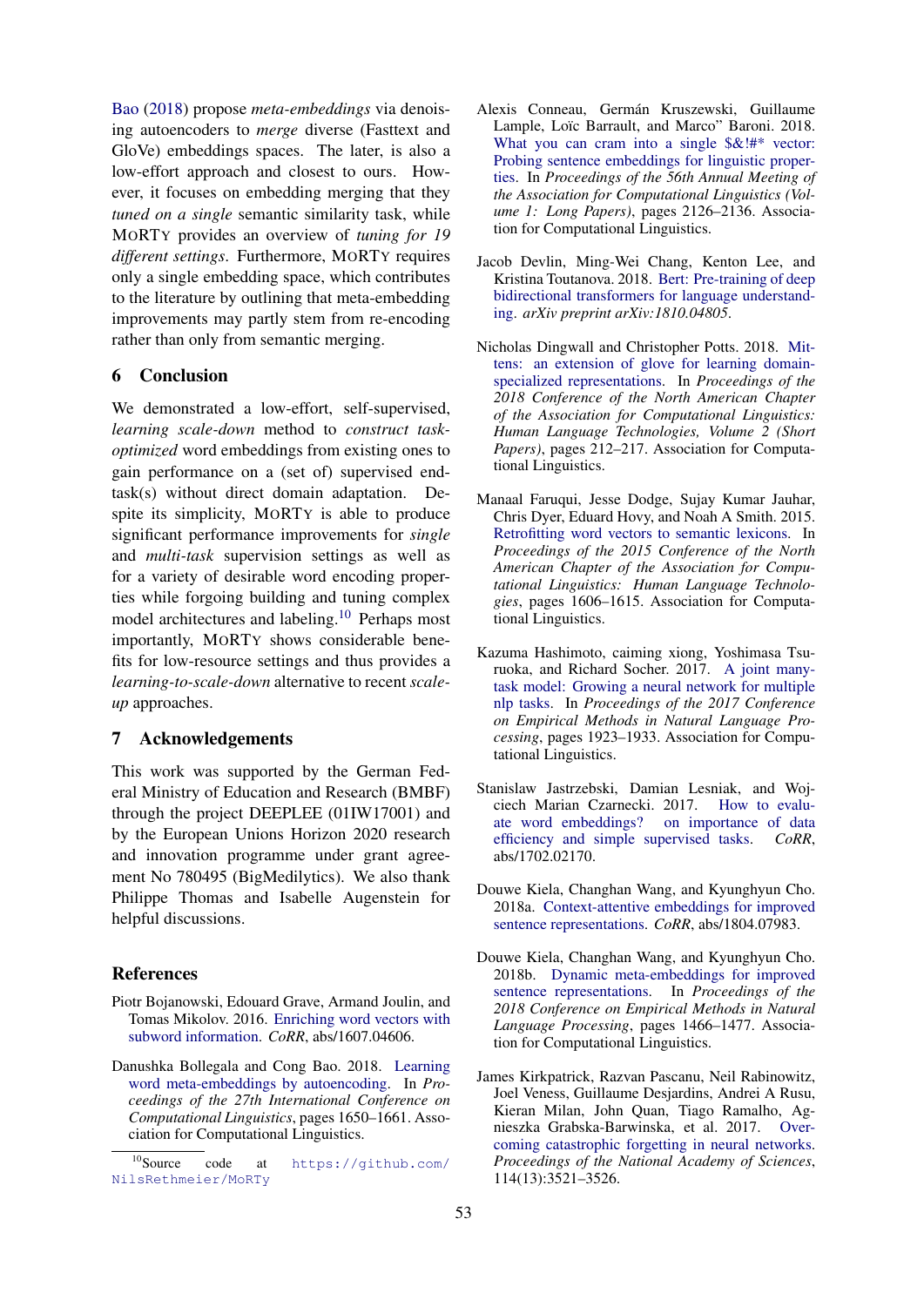Bao (2018) propose *meta-embeddings* via denoising autoencoders to *merge* diverse (Fasttext and GloVe) embeddings spaces. The later, is also a low-effort approach and closest to ours. However, it focuses on embedding merging that they *tuned on a single* semantic similarity task, while MORTY provides an overview of *tuning for 19 different settings*. Furthermore, MORTY requires only a single embedding space, which contributes to the literature by outlining that meta-embedding improvements may partly stem from re-encoding rather than only from semantic merging.

## 6 Conclusion

We demonstrated a low-effort, self-supervised, *learning scale-down* method to *construct task-optimized* word embeddings from existing ones to gain performance on a (set of) supervised end-task(s) without direct domain adaptation. Despite its simplicity, MORTY is able to produce significant performance improvements for *single* and *multi-task* supervision settings as well as for a variety of desirable word encoding properties while forgoing building and tuning complex model architectures and labeling.[10] Perhaps most importantly, MORTY shows considerable benefits for low-resource settings and thus provides a *learning-to-scale-down* alternative to recent *scale-up* approaches.

## 7 Acknowledgements

This work was supported by the German Federal Ministry of Education and Research (BMBF) through the project DEEPLEE (01IW17001) and by the European Unions Horizon 2020 research and innovation programme under grant agreement No 780495 (BigMedilytics). We also thank Philippe Thomas and Isabelle Augenstein for helpful discussions.

## References

Piotr Bojanowski, Edouard Grave, Armand Joulin, and Tomas Mikolov. 2016. Enriching word vectors with subword information. *CoRR*, abs/1607.04606.

Danushka Bollegala and Cong Bao. 2018. Learning word meta-embeddings by autoencoding. In *Proceedings of the 27th International Conference on Computational Linguistics*, pages 1650–1661. Association for Computational Linguistics.

Alexis Conneau, Germán Kruszewski, Guillaume Lample, Loïc Barrault, and Marco" Baroni. 2018. What you can cram into a single $&!#* vector: Probing sentence embeddings for linguistic properties. In *Proceedings of the 56th Annual Meeting of the Association for Computational Linguistics (Volume 1: Long Papers)*, pages 2126–2136. Association for Computational Linguistics.

Jacob Devlin, Ming-Wei Chang, Kenton Lee, and Kristina Toutanova. 2018. Bert: Pre-training of deep bidirectional transformers for language understanding. *arXiv preprint arXiv:1810.04805*.

Nicholas Dingwall and Christopher Potts. 2018. Mittens: an extension of glove for learning domain-specialized representations. In *Proceedings of the 2018 Conference of the North American Chapter of the Association for Computational Linguistics: Human Language Technologies, Volume 2 (Short Papers)*, pages 212–217. Association for Computational Linguistics.

Manaal Faruqui, Jesse Dodge, Sujay Kumar Jauhar, Chris Dyer, Eduard Hovy, and Noah A Smith. 2015. Retrofitting word vectors to semantic lexicons. In *Proceedings of the 2015 Conference of the North American Chapter of the Association for Computational Linguistics: Human Language Technologies*, pages 1606–1615. Association for Computational Linguistics.

Kazuma Hashimoto, caiming xiong, Yoshimasa Tsuruoka, and Richard Socher. 2017. A joint many-task model: Growing a neural network for multiple nlp tasks. In *Proceedings of the 2017 Conference on Empirical Methods in Natural Language Processing*, pages 1923–1933. Association for Computational Linguistics.

Stanislaw Jastrzebski, Damian Lesniak, and Wojciech Marian Czarnecki. 2017. How to evaluate word embeddings? on importance of data efficiency and simple supervised tasks. *CoRR*, abs/1702.02170.

Douwe Kiela, Changhan Wang, and Kyunghyun Cho. 2018a. Context-attentive embeddings for improved sentence representations. *CoRR*, abs/1804.07983.

Douwe Kiela, Changhan Wang, and Kyunghyun Cho. 2018b. Dynamic meta-embeddings for improved sentence representations. In *Proceedings of the 2018 Conference on Empirical Methods in Natural Language Processing*, pages 1466–1477. Association for Computational Linguistics.

James Kirkpatrick, Razvan Pascanu, Neil Rabinowitz, Joel Veness, Guillaume Desjardins, Andrei A Rusu, Kieran Milan, John Quan, Tiago Ramalho, Agnieszka Grabska-Barwinska, et al. 2017. Overcoming catastrophic forgetting in neural networks. *Proceedings of the National Academy of Sciences*, 114(13):3521–3526.

[10] Source code at https://github.com/NilsRethmeier/MoRTy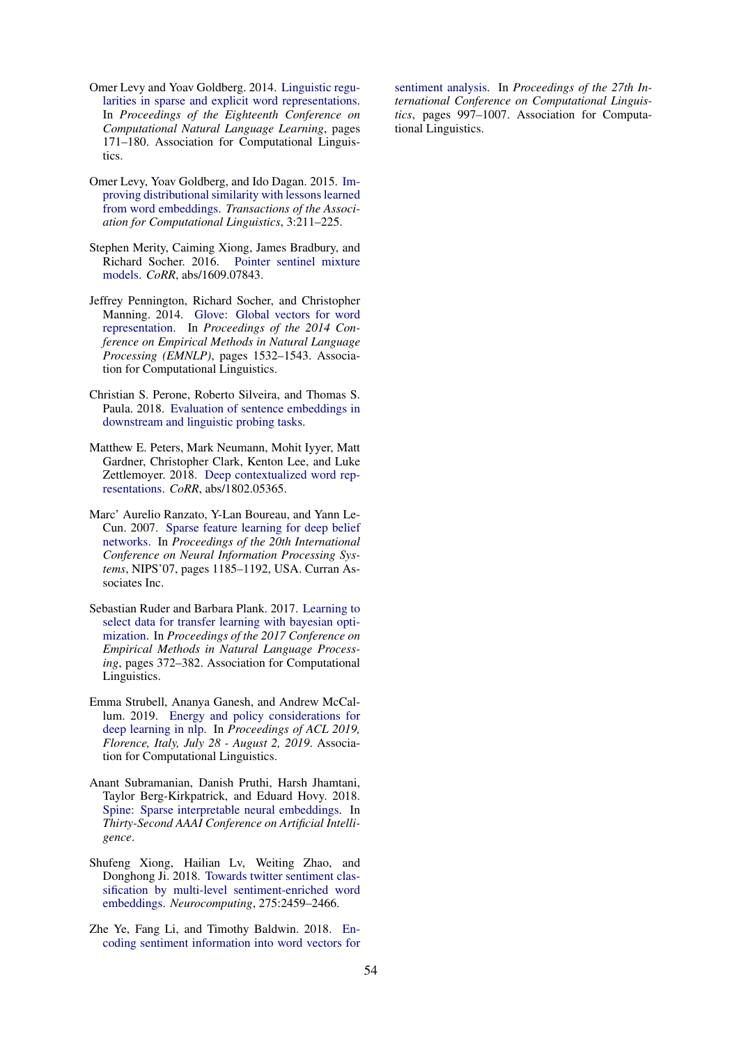Omer Levy and Yoav Goldberg. 2014. Linguistic regularities in sparse and explicit word representations. In *Proceedings of the Eighteenth Conference on Computational Natural Language Learning*, pages 171–180. Association for Computational Linguistics.

Omer Levy, Yoav Goldberg, and Ido Dagan. 2015. Improving distributional similarity with lessons learned from word embeddings. *Transactions of the Association for Computational Linguistics*, 3:211–225.

Stephen Merity, Caiming Xiong, James Bradbury, and Richard Socher. 2016. Pointer sentinel mixture models. *CoRR*, abs/1609.07843.

Jeffrey Pennington, Richard Socher, and Christopher Manning. 2014. Glove: Global vectors for word representation. In *Proceedings of the 2014 Conference on Empirical Methods in Natural Language Processing (EMNLP)*, pages 1532–1543. Association for Computational Linguistics.

Christian S. Perone, Roberto Silveira, and Thomas S. Paula. 2018. Evaluation of sentence embeddings in downstream and linguistic probing tasks.

Matthew E. Peters, Mark Neumann, Mohit Iyyer, Matt Gardner, Christopher Clark, Kenton Lee, and Luke Zettlemoyer. 2018. Deep contextualized word representations. *CoRR*, abs/1802.05365.

Marc' Aurelio Ranzato, Y-Lan Boureau, and Yann LeCun. 2007. Sparse feature learning for deep belief networks. In *Proceedings of the 20th International Conference on Neural Information Processing Systems*, NIPS'07, pages 1185–1192, USA. Curran Associates Inc.

Sebastian Ruder and Barbara Plank. 2017. Learning to select data for transfer learning with bayesian optimization. In *Proceedings of the 2017 Conference on Empirical Methods in Natural Language Processing*, pages 372–382. Association for Computational Linguistics.

Emma Strubell, Ananya Ganesh, and Andrew McCallum. 2019. Energy and policy considerations for deep learning in nlp. In *Proceedings of ACL 2019, Florence, Italy, July 28 - August 2, 2019*. Association for Computational Linguistics.

Anant Subramanian, Danish Pruthi, Harsh Jhamtani, Taylor Berg-Kirkpatrick, and Eduard Hovy. 2018. Spine: Sparse interpretable neural embeddings. In *Thirty-Second AAAI Conference on Artificial Intelligence*.

Shufeng Xiong, Hailian Lv, Weiting Zhao, and Donghong Ji. 2018. Towards twitter sentiment classification by multi-level sentiment-enriched word embeddings. *Neurocomputing*, 275:2459–2466.

Zhe Ye, Fang Li, and Timothy Baldwin. 2018. Encoding sentiment information into word vectors for sentiment analysis. In *Proceedings of the 27th International Conference on Computational Linguistics*, pages 997–1007. Association for Computational Linguistics.